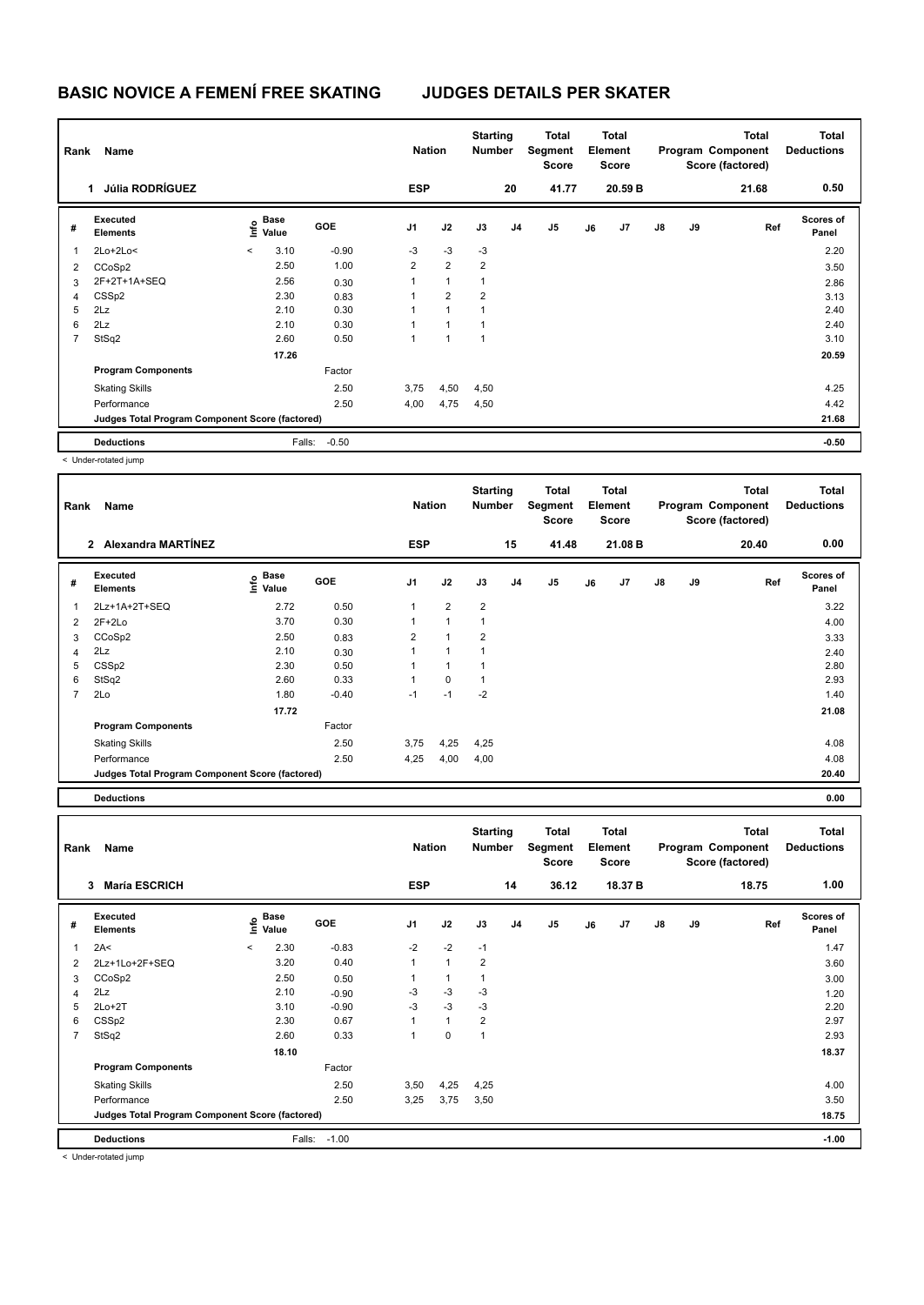# BASIC NOVICE A FEMENÍ FREE SKATING JUDGES DETAILS PER SKATER

| Rank | Name | Nation | Starting Number | Total Segment Score | Total Element Score | Total Program Component Score (factored) | Total Deductions |
|---|---|---|---|---|---|---|---|
| 1 | Júlia RODRÍGUEZ | ESP | 20 | 41.77 | 20.59 B | 21.68 | 0.50 |

| # | Executed Elements | Info | Base Value | GOE | J1 | J2 | J3 | J4 | J5 | J6 | J7 | J8 | J9 | Ref | Scores of Panel |
|---|---|---|---|---|---|---|---|---|---|---|---|---|---|---|---|
| 1 | 2Lo+2Lo< | < | 3.10 | -0.90 | -3 | -3 | -3 | | | | | | | | 2.20 |
| 2 | CCoSp2 | | 2.50 | 1.00 | 2 | 2 | 2 | | | | | | | | 3.50 |
| 3 | 2F+2T+1A+SEQ | | 2.56 | 0.30 | 1 | 1 | 1 | | | | | | | | 2.86 |
| 4 | CSSp2 | | 2.30 | 0.83 | 1 | 2 | 2 | | | | | | | | 3.13 |
| 5 | 2Lz | | 2.10 | 0.30 | 1 | 1 | 1 | | | | | | | | 2.40 |
| 6 | 2Lz | | 2.10 | 0.30 | 1 | 1 | 1 | | | | | | | | 2.40 |
| 7 | StSq2 | | 2.60 | 0.50 | 1 | 1 | 1 | | | | | | | | 3.10 |
| | | | 17.26 | | | | | | | | | | | | 20.59 |
| | **Program Components** | | | Factor | | | | | | | | | | | |
| | Skating Skills | | | 2.50 | 3,75 | 4,50 | 4,50 | | | | | | | | 4.25 |
| | Performance | | | 2.50 | 4,00 | 4,75 | 4,50 | | | | | | | | 4.42 |
| | **Judges Total Program Component Score (factored)** | | | | | | | | | | | | | | 21.68 |
| | **Deductions** | | Falls: | -0.50 | | | | | | | | | | | -0.50 |

< Under-rotated jump

| Rank | Name | Nation | Starting Number | Total Segment Score | Total Element Score | Total Program Component Score (factored) | Total Deductions |
|---|---|---|---|---|---|---|---|
| 2 | Alexandra MARTÍNEZ | ESP | 15 | 41.48 | 21.08 B | 20.40 | 0.00 |

| # | Executed Elements | Info | Base Value | GOE | J1 | J2 | J3 | J4 | J5 | J6 | J7 | J8 | J9 | Ref | Scores of Panel |
|---|---|---|---|---|---|---|---|---|---|---|---|---|---|---|---|
| 1 | 2Lz+1A+2T+SEQ | | 2.72 | 0.50 | 1 | 2 | 2 | | | | | | | | 3.22 |
| 2 | 2F+2Lo | | 3.70 | 0.30 | 1 | 1 | 1 | | | | | | | | 4.00 |
| 3 | CCoSp2 | | 2.50 | 0.83 | 2 | 1 | 2 | | | | | | | | 3.33 |
| 4 | 2Lz | | 2.10 | 0.30 | 1 | 1 | 1 | | | | | | | | 2.40 |
| 5 | CSSp2 | | 2.30 | 0.50 | 1 | 1 | 1 | | | | | | | | 2.80 |
| 6 | StSq2 | | 2.60 | 0.33 | 1 | 0 | 1 | | | | | | | | 2.93 |
| 7 | 2Lo | | 1.80 | -0.40 | -1 | -1 | -2 | | | | | | | | 1.40 |
| | | | 17.72 | | | | | | | | | | | | 21.08 |
| | **Program Components** | | | Factor | | | | | | | | | | | |
| | Skating Skills | | | 2.50 | 3,75 | 4,25 | 4,25 | | | | | | | | 4.08 |
| | Performance | | | 2.50 | 4,25 | 4,00 | 4,00 | | | | | | | | 4.08 |
| | **Judges Total Program Component Score (factored)** | | | | | | | | | | | | | | 20.40 |
| | **Deductions** | | | | | | | | | | | | | | 0.00 |

| Rank | Name | Nation | Starting Number | Total Segment Score | Total Element Score | Total Program Component Score (factored) | Total Deductions |
|---|---|---|---|---|---|---|---|
| 3 | María ESCRICH | ESP | 14 | 36.12 | 18.37 B | 18.75 | 1.00 |

| # | Executed Elements | Info | Base Value | GOE | J1 | J2 | J3 | J4 | J5 | J6 | J7 | J8 | J9 | Ref | Scores of Panel |
|---|---|---|---|---|---|---|---|---|---|---|---|---|---|---|---|
| 1 | 2A< | < | 2.30 | -0.83 | -2 | -2 | -1 | | | | | | | | 1.47 |
| 2 | 2Lz+1Lo+2F+SEQ | | 3.20 | 0.40 | 1 | 1 | 2 | | | | | | | | 3.60 |
| 3 | CCoSp2 | | 2.50 | 0.50 | 1 | 1 | 1 | | | | | | | | 3.00 |
| 4 | 2Lz | | 2.10 | -0.90 | -3 | -3 | -3 | | | | | | | | 1.20 |
| 5 | 2Lo+2T | | 3.10 | -0.90 | -3 | -3 | -3 | | | | | | | | 2.20 |
| 6 | CSSp2 | | 2.30 | 0.67 | 1 | 1 | 2 | | | | | | | | 2.97 |
| 7 | StSq2 | | 2.60 | 0.33 | 1 | 0 | 1 | | | | | | | | 2.93 |
| | | | 18.10 | | | | | | | | | | | | 18.37 |
| | **Program Components** | | | Factor | | | | | | | | | | | |
| | Skating Skills | | | 2.50 | 3,50 | 4,25 | 4,25 | | | | | | | | 4.00 |
| | Performance | | | 2.50 | 3,25 | 3,75 | 3,50 | | | | | | | | 3.50 |
| | **Judges Total Program Component Score (factored)** | | | | | | | | | | | | | | 18.75 |
| | **Deductions** | | Falls: | -1.00 | | | | | | | | | | | -1.00 |

< Under-rotated jump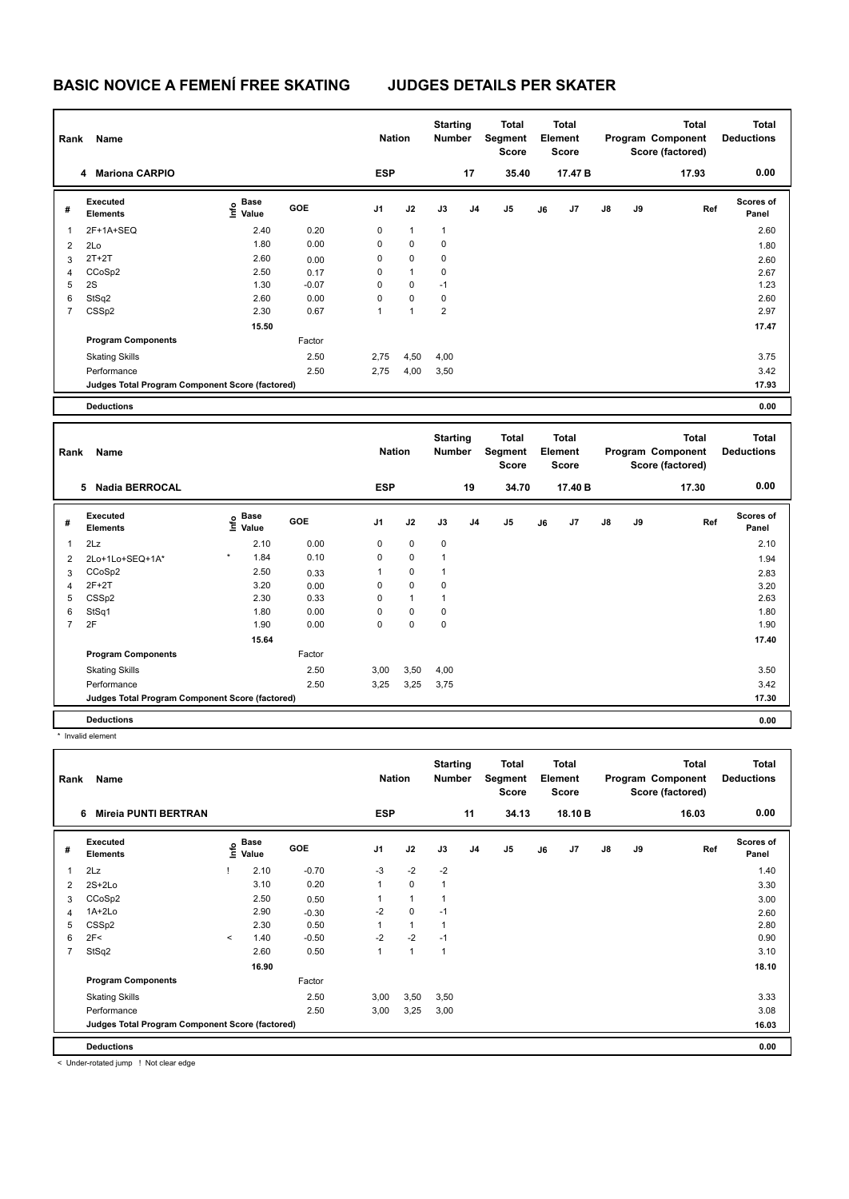# BASIC NOVICE A FEMENÍ FREE SKATING JUDGES DETAILS PER SKATER

| Rank | Name | Nation | Starting Number | Total Segment Score | Total Element Score | Total Program Component Score (factored) | Total Deductions |
|---|---|---|---|---|---|---|---|
| 4 | Mariona CARPIO | ESP | 17 | 35.40 | 17.47 B | 17.93 | 0.00 |

| # | Executed Elements | Info | Base Value | GOE | J1 | J2 | J3 | J4 | J5 | J6 | J7 | J8 | J9 | Ref | Scores of Panel |
|---|---|---|---|---|---|---|---|---|---|---|---|---|---|---|---|
| 1 | 2F+1A+SEQ | | 2.40 | 0.20 | 0 | 1 | 1 | | | | | | | | 2.60 |
| 2 | 2Lo | | 1.80 | 0.00 | 0 | 0 | 0 | | | | | | | | 1.80 |
| 3 | 2T+2T | | 2.60 | 0.00 | 0 | 0 | 0 | | | | | | | | 2.60 |
| 4 | CCoSp2 | | 2.50 | 0.17 | 0 | 1 | 0 | | | | | | | | 2.67 |
| 5 | 2S | | 1.30 | -0.07 | 0 | 0 | -1 | | | | | | | | 1.23 |
| 6 | StSq2 | | 2.60 | 0.00 | 0 | 0 | 0 | | | | | | | | 2.60 |
| 7 | CSSp2 | | 2.30 | 0.67 | 1 | 1 | 2 | | | | | | | | 2.97 |
| | | | 15.50 | | | | | | | | | | | | 17.47 |
| | Program Components | | | Factor | | | | | | | | | | | |
| | Skating Skills | | | 2.50 | 2,75 | 4,50 | 4,00 | | | | | | | | 3.75 |
| | Performance | | | 2.50 | 2,75 | 4,00 | 3,50 | | | | | | | | 3.42 |
| | Judges Total Program Component Score (factored) | | | | | | | | | | | | | | 17.93 |
| | Deductions | | | | | | | | | | | | | | 0.00 |

| Rank | Name | Nation | Starting Number | Total Segment Score | Total Element Score | Total Program Component Score (factored) | Total Deductions |
|---|---|---|---|---|---|---|---|
| 5 | Nadia BERROCAL | ESP | 19 | 34.70 | 17.40 B | 17.30 | 0.00 |

| # | Executed Elements | Info | Base Value | GOE | J1 | J2 | J3 | J4 | J5 | J6 | J7 | J8 | J9 | Ref | Scores of Panel |
|---|---|---|---|---|---|---|---|---|---|---|---|---|---|---|---|
| 1 | 2Lz | | 2.10 | 0.00 | 0 | 0 | 0 | | | | | | | | 2.10 |
| 2 | 2Lo+1Lo+SEQ+1A* | * | 1.84 | 0.10 | 0 | 0 | 1 | | | | | | | | 1.94 |
| 3 | CCoSp2 | | 2.50 | 0.33 | 1 | 0 | 1 | | | | | | | | 2.83 |
| 4 | 2F+2T | | 3.20 | 0.00 | 0 | 0 | 0 | | | | | | | | 3.20 |
| 5 | CSSp2 | | 2.30 | 0.33 | 0 | 1 | 1 | | | | | | | | 2.63 |
| 6 | StSq1 | | 1.80 | 0.00 | 0 | 0 | 0 | | | | | | | | 1.80 |
| 7 | 2F | | 1.90 | 0.00 | 0 | 0 | 0 | | | | | | | | 1.90 |
| | | | 15.64 | | | | | | | | | | | | 17.40 |
| | Program Components | | | Factor | | | | | | | | | | | |
| | Skating Skills | | | 2.50 | 3,00 | 3,50 | 4,00 | | | | | | | | 3.50 |
| | Performance | | | 2.50 | 3,25 | 3,25 | 3,75 | | | | | | | | 3.42 |
| | Judges Total Program Component Score (factored) | | | | | | | | | | | | | | 17.30 |
| | Deductions | | | | | | | | | | | | | | 0.00 |

\* Invalid element

| Rank | Name | Nation | Starting Number | Total Segment Score | Total Element Score | Total Program Component Score (factored) | Total Deductions |
|---|---|---|---|---|---|---|---|
| 6 | Mireia PUNTI BERTRAN | ESP | 11 | 34.13 | 18.10 B | 16.03 | 0.00 |

| # | Executed Elements | Info | Base Value | GOE | J1 | J2 | J3 | J4 | J5 | J6 | J7 | J8 | J9 | Ref | Scores of Panel |
|---|---|---|---|---|---|---|---|---|---|---|---|---|---|---|---|
| 1 | 2Lz | ! | 2.10 | -0.70 | -3 | -2 | -2 | | | | | | | | 1.40 |
| 2 | 2S+2Lo | | 3.10 | 0.20 | 1 | 0 | 1 | | | | | | | | 3.30 |
| 3 | CCoSp2 | | 2.50 | 0.50 | 1 | 1 | 1 | | | | | | | | 3.00 |
| 4 | 1A+2Lo | | 2.90 | -0.30 | -2 | 0 | -1 | | | | | | | | 2.60 |
| 5 | CSSp2 | | 2.30 | 0.50 | 1 | 1 | 1 | | | | | | | | 2.80 |
| 6 | 2F< | < | 1.40 | -0.50 | -2 | -2 | -1 | | | | | | | | 0.90 |
| 7 | StSq2 | | 2.60 | 0.50 | 1 | 1 | 1 | | | | | | | | 3.10 |
| | | | 16.90 | | | | | | | | | | | | 18.10 |
| | Program Components | | | Factor | | | | | | | | | | | |
| | Skating Skills | | | 2.50 | 3,00 | 3,50 | 3,50 | | | | | | | | 3.33 |
| | Performance | | | 2.50 | 3,00 | 3,25 | 3,00 | | | | | | | | 3.08 |
| | Judges Total Program Component Score (factored) | | | | | | | | | | | | | | 16.03 |
| | Deductions | | | | | | | | | | | | | | 0.00 |

< Under-rotated jump ! Not clear edge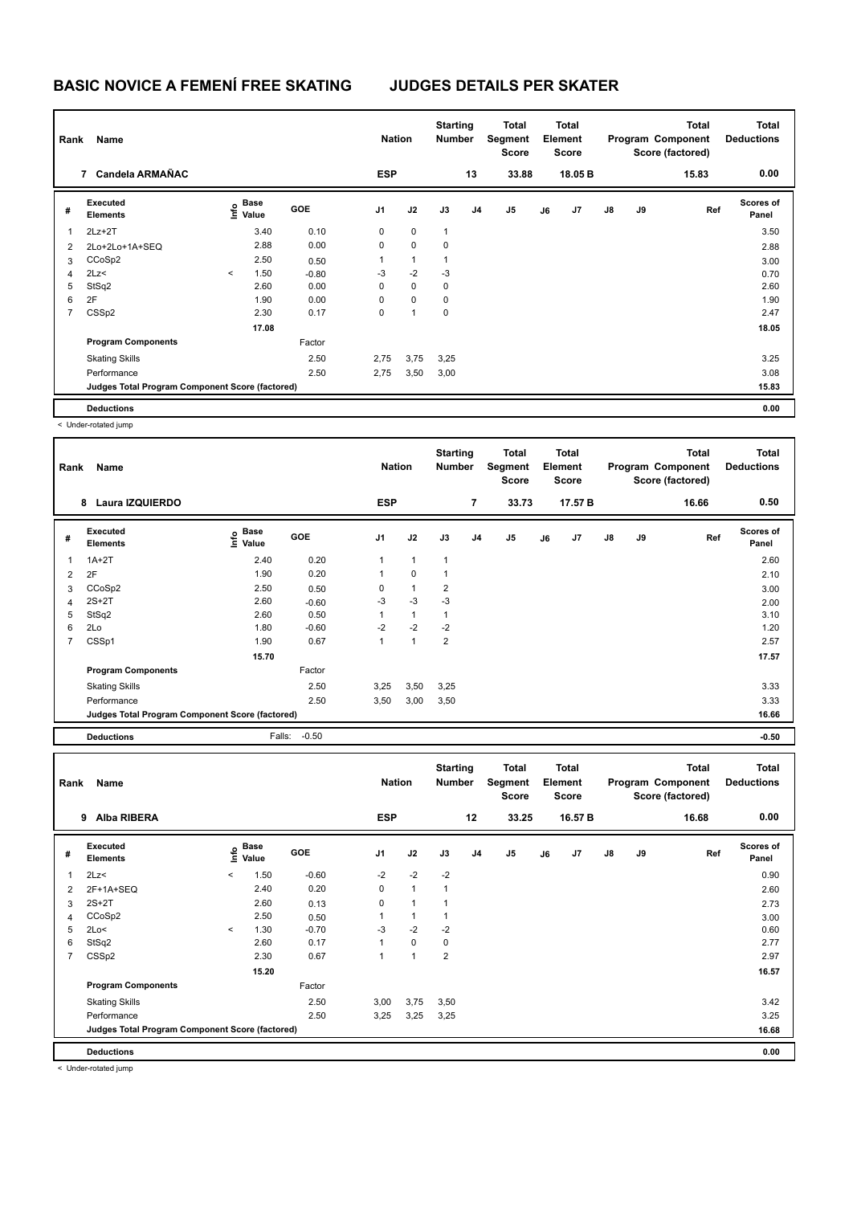# BASIC NOVICE A FEMENÍ FREE SKATING — JUDGES DETAILS PER SKATER

| Rank | Name | Nation | Starting Number | Total Segment Score | Total Element Score | Total Program Component Score (factored) | Total Deductions |
|---|---|---|---|---|---|---|---|
| 7 | Candela ARMAÑAC | ESP | 13 | 33.88 | 18.05 B | 15.83 | 0.00 |

| # | Executed Elements | Info | Base Value | GOE | J1 | J2 | J3 | J4 | J5 | J6 | J7 | J8 | J9 | Ref | Scores of Panel |
|---|---|---|---|---|---|---|---|---|---|---|---|---|---|---|---|
| 1 | 2Lz+2T | | 3.40 | 0.10 | 0 | 0 | 1 | | | | | | | | 3.50 |
| 2 | 2Lo+2Lo+1A+SEQ | | 2.88 | 0.00 | 0 | 0 | 0 | | | | | | | | 2.88 |
| 3 | CCoSp2 | | 2.50 | 0.50 | 1 | 1 | 1 | | | | | | | | 3.00 |
| 4 | 2Lz< | < | 1.50 | -0.80 | -3 | -2 | -3 | | | | | | | | 0.70 |
| 5 | StSq2 | | 2.60 | 0.00 | 0 | 0 | 0 | | | | | | | | 2.60 |
| 6 | 2F | | 1.90 | 0.00 | 0 | 0 | 0 | | | | | | | | 1.90 |
| 7 | CSSp2 | | 2.30 | 0.17 | 0 | 1 | 0 | | | | | | | | 2.47 |
| | | | 17.08 | | | | | | | | | | | | 18.05 |
| | Program Components | | | Factor | | | | | | | | | | | |
| | Skating Skills | | | 2.50 | 2,75 | 3,75 | 3,25 | | | | | | | | 3.25 |
| | Performance | | | 2.50 | 2,75 | 3,50 | 3,00 | | | | | | | | 3.08 |
| | Judges Total Program Component Score (factored) | | | | | | | | | | | | | | 15.83 |
| | Deductions | | | | | | | | | | | | | | 0.00 |

< Under-rotated jump

| Rank | Name | Nation | Starting Number | Total Segment Score | Total Element Score | Total Program Component Score (factored) | Total Deductions |
|---|---|---|---|---|---|---|---|
| 8 | Laura IZQUIERDO | ESP | 7 | 33.73 | 17.57 B | 16.66 | 0.50 |

| # | Executed Elements | Info | Base Value | GOE | J1 | J2 | J3 | J4 | J5 | J6 | J7 | J8 | J9 | Ref | Scores of Panel |
|---|---|---|---|---|---|---|---|---|---|---|---|---|---|---|---|
| 1 | 1A+2T | | 2.40 | 0.20 | 1 | 1 | 1 | | | | | | | | 2.60 |
| 2 | 2F | | 1.90 | 0.20 | 1 | 0 | 1 | | | | | | | | 2.10 |
| 3 | CCoSp2 | | 2.50 | 0.50 | 0 | 1 | 2 | | | | | | | | 3.00 |
| 4 | 2S+2T | | 2.60 | -0.60 | -3 | -3 | -3 | | | | | | | | 2.00 |
| 5 | StSq2 | | 2.60 | 0.50 | 1 | 1 | 1 | | | | | | | | 3.10 |
| 6 | 2Lo | | 1.80 | -0.60 | -2 | -2 | -2 | | | | | | | | 1.20 |
| 7 | CSSp1 | | 1.90 | 0.67 | 1 | 1 | 2 | | | | | | | | 2.57 |
| | | | 15.70 | | | | | | | | | | | | 17.57 |
| | Program Components | | | Factor | | | | | | | | | | | |
| | Skating Skills | | | 2.50 | 3,25 | 3,50 | 3,25 | | | | | | | | 3.33 |
| | Performance | | | 2.50 | 3,50 | 3,00 | 3,50 | | | | | | | | 3.33 |
| | Judges Total Program Component Score (factored) | | | | | | | | | | | | | | 16.66 |
| | Deductions | | Falls: | -0.50 | | | | | | | | | | | -0.50 |

| Rank | Name | Nation | Starting Number | Total Segment Score | Total Element Score | Total Program Component Score (factored) | Total Deductions |
|---|---|---|---|---|---|---|---|
| 9 | Alba RIBERA | ESP | 12 | 33.25 | 16.57 B | 16.68 | 0.00 |

| # | Executed Elements | Info | Base Value | GOE | J1 | J2 | J3 | J4 | J5 | J6 | J7 | J8 | J9 | Ref | Scores of Panel |
|---|---|---|---|---|---|---|---|---|---|---|---|---|---|---|---|
| 1 | 2Lz< | < | 1.50 | -0.60 | -2 | -2 | -2 | | | | | | | | 0.90 |
| 2 | 2F+1A+SEQ | | 2.40 | 0.20 | 0 | 1 | 1 | | | | | | | | 2.60 |
| 3 | 2S+2T | | 2.60 | 0.13 | 0 | 1 | 1 | | | | | | | | 2.73 |
| 4 | CCoSp2 | | 2.50 | 0.50 | 1 | 1 | 1 | | | | | | | | 3.00 |
| 5 | 2Lo< | < | 1.30 | -0.70 | -3 | -2 | -2 | | | | | | | | 0.60 |
| 6 | StSq2 | | 2.60 | 0.17 | 1 | 0 | 0 | | | | | | | | 2.77 |
| 7 | CSSp2 | | 2.30 | 0.67 | 1 | 1 | 2 | | | | | | | | 2.97 |
| | | | 15.20 | | | | | | | | | | | | 16.57 |
| | Program Components | | | Factor | | | | | | | | | | | |
| | Skating Skills | | | 2.50 | 3,00 | 3,75 | 3,50 | | | | | | | | 3.42 |
| | Performance | | | 2.50 | 3,25 | 3,25 | 3,25 | | | | | | | | 3.25 |
| | Judges Total Program Component Score (factored) | | | | | | | | | | | | | | 16.68 |
| | Deductions | | | | | | | | | | | | | | 0.00 |

< Under-rotated jump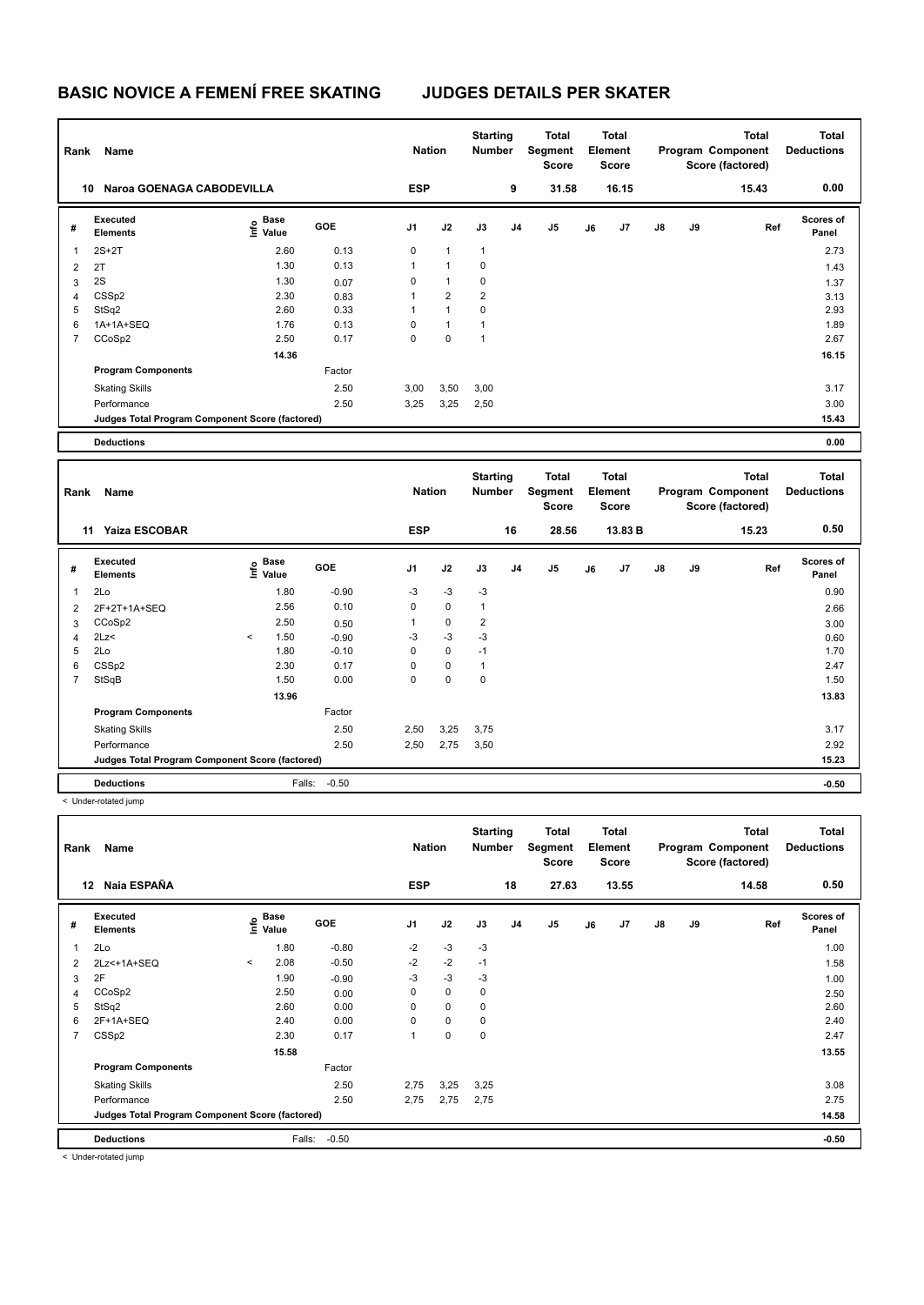# BASIC NOVICE A FEMENÍ FREE SKATING JUDGES DETAILS PER SKATER

| Rank | Name | Nation | Starting Number | Total Segment Score | Total Element Score | Total Program Component Score (factored) | Total Deductions |
|---|---|---|---|---|---|---|---|
| 10 | Naroa GOENAGA CABODEVILLA | ESP | 9 | 31.58 | 16.15 | 15.43 | 0.00 |

| # | Executed Elements | Info | Base Value | GOE | J1 | J2 | J3 | J4 | J5 | J6 | J7 | J8 | J9 | Ref | Scores of Panel |
|---|---|---|---|---|---|---|---|---|---|---|---|---|---|---|---|
| 1 | 2S+2T | | 2.60 | 0.13 | 0 | 1 | 1 | | | | | | | | 2.73 |
| 2 | 2T | | 1.30 | 0.13 | 1 | 1 | 0 | | | | | | | | 1.43 |
| 3 | 2S | | 1.30 | 0.07 | 0 | 1 | 0 | | | | | | | | 1.37 |
| 4 | CSSp2 | | 2.30 | 0.83 | 1 | 2 | 2 | | | | | | | | 3.13 |
| 5 | StSq2 | | 2.60 | 0.33 | 1 | 1 | 0 | | | | | | | | 2.93 |
| 6 | 1A+1A+SEQ | | 1.76 | 0.13 | 0 | 1 | 1 | | | | | | | | 1.89 |
| 7 | CCoSp2 | | 2.50 | 0.17 | 0 | 0 | 1 | | | | | | | | 2.67 |
| | | | 14.36 | | | | | | | | | | | | 16.15 |
| | **Program Components** | | | Factor | | | | | | | | | | | |
| | Skating Skills | | | 2.50 | 3,00 | 3,50 | 3,00 | | | | | | | | 3.17 |
| | Performance | | | 2.50 | 3,25 | 3,25 | 2,50 | | | | | | | | 3.00 |
| | **Judges Total Program Component Score (factored)** | | | | | | | | | | | | | | 15.43 |
| | **Deductions** | | | | | | | | | | | | | | 0.00 |

| Rank | Name | Nation | Starting Number | Total Segment Score | Total Element Score | Total Program Component Score (factored) | Total Deductions |
|---|---|---|---|---|---|---|---|
| 11 | Yaiza ESCOBAR | ESP | 16 | 28.56 | 13.83 B | 15.23 | 0.50 |

| # | Executed Elements | Info | Base Value | GOE | J1 | J2 | J3 | J4 | J5 | J6 | J7 | J8 | J9 | Ref | Scores of Panel |
|---|---|---|---|---|---|---|---|---|---|---|---|---|---|---|---|
| 1 | 2Lo | | 1.80 | -0.90 | -3 | -3 | -3 | | | | | | | | 0.90 |
| 2 | 2F+2T+1A+SEQ | | 2.56 | 0.10 | 0 | 0 | 1 | | | | | | | | 2.66 |
| 3 | CCoSp2 | | 2.50 | 0.50 | 1 | 0 | 2 | | | | | | | | 3.00 |
| 4 | 2Lz< | < | 1.50 | -0.90 | -3 | -3 | -3 | | | | | | | | 0.60 |
| 5 | 2Lo | | 1.80 | -0.10 | 0 | 0 | -1 | | | | | | | | 1.70 |
| 6 | CSSp2 | | 2.30 | 0.17 | 0 | 0 | 1 | | | | | | | | 2.47 |
| 7 | StSqB | | 1.50 | 0.00 | 0 | 0 | 0 | | | | | | | | 1.50 |
| | | | 13.96 | | | | | | | | | | | | 13.83 |
| | **Program Components** | | | Factor | | | | | | | | | | | |
| | Skating Skills | | | 2.50 | 2,50 | 3,25 | 3,75 | | | | | | | | 3.17 |
| | Performance | | | 2.50 | 2,50 | 2,75 | 3,50 | | | | | | | | 2.92 |
| | **Judges Total Program Component Score (factored)** | | | | | | | | | | | | | | 15.23 |
| | **Deductions** | | Falls: | -0.50 | | | | | | | | | | | -0.50 |

< Under-rotated jump

| Rank | Name | Nation | Starting Number | Total Segment Score | Total Element Score | Total Program Component Score (factored) | Total Deductions |
|---|---|---|---|---|---|---|---|
| 12 | Naia ESPAÑA | ESP | 18 | 27.63 | 13.55 | 14.58 | 0.50 |

| # | Executed Elements | Info | Base Value | GOE | J1 | J2 | J3 | J4 | J5 | J6 | J7 | J8 | J9 | Ref | Scores of Panel |
|---|---|---|---|---|---|---|---|---|---|---|---|---|---|---|---|
| 1 | 2Lo | | 1.80 | -0.80 | -2 | -3 | -3 | | | | | | | | 1.00 |
| 2 | 2Lz<+1A+SEQ | < | 2.08 | -0.50 | -2 | -2 | -1 | | | | | | | | 1.58 |
| 3 | 2F | | 1.90 | -0.90 | -3 | -3 | -3 | | | | | | | | 1.00 |
| 4 | CCoSp2 | | 2.50 | 0.00 | 0 | 0 | 0 | | | | | | | | 2.50 |
| 5 | StSq2 | | 2.60 | 0.00 | 0 | 0 | 0 | | | | | | | | 2.60 |
| 6 | 2F+1A+SEQ | | 2.40 | 0.00 | 0 | 0 | 0 | | | | | | | | 2.40 |
| 7 | CSSp2 | | 2.30 | 0.17 | 1 | 0 | 0 | | | | | | | | 2.47 |
| | | | 15.58 | | | | | | | | | | | | 13.55 |
| | **Program Components** | | | Factor | | | | | | | | | | | |
| | Skating Skills | | | 2.50 | 2,75 | 3,25 | 3,25 | | | | | | | | 3.08 |
| | Performance | | | 2.50 | 2,75 | 2,75 | 2,75 | | | | | | | | 2.75 |
| | **Judges Total Program Component Score (factored)** | | | | | | | | | | | | | | 14.58 |
| | **Deductions** | | Falls: | -0.50 | | | | | | | | | | | -0.50 |

< Under-rotated jump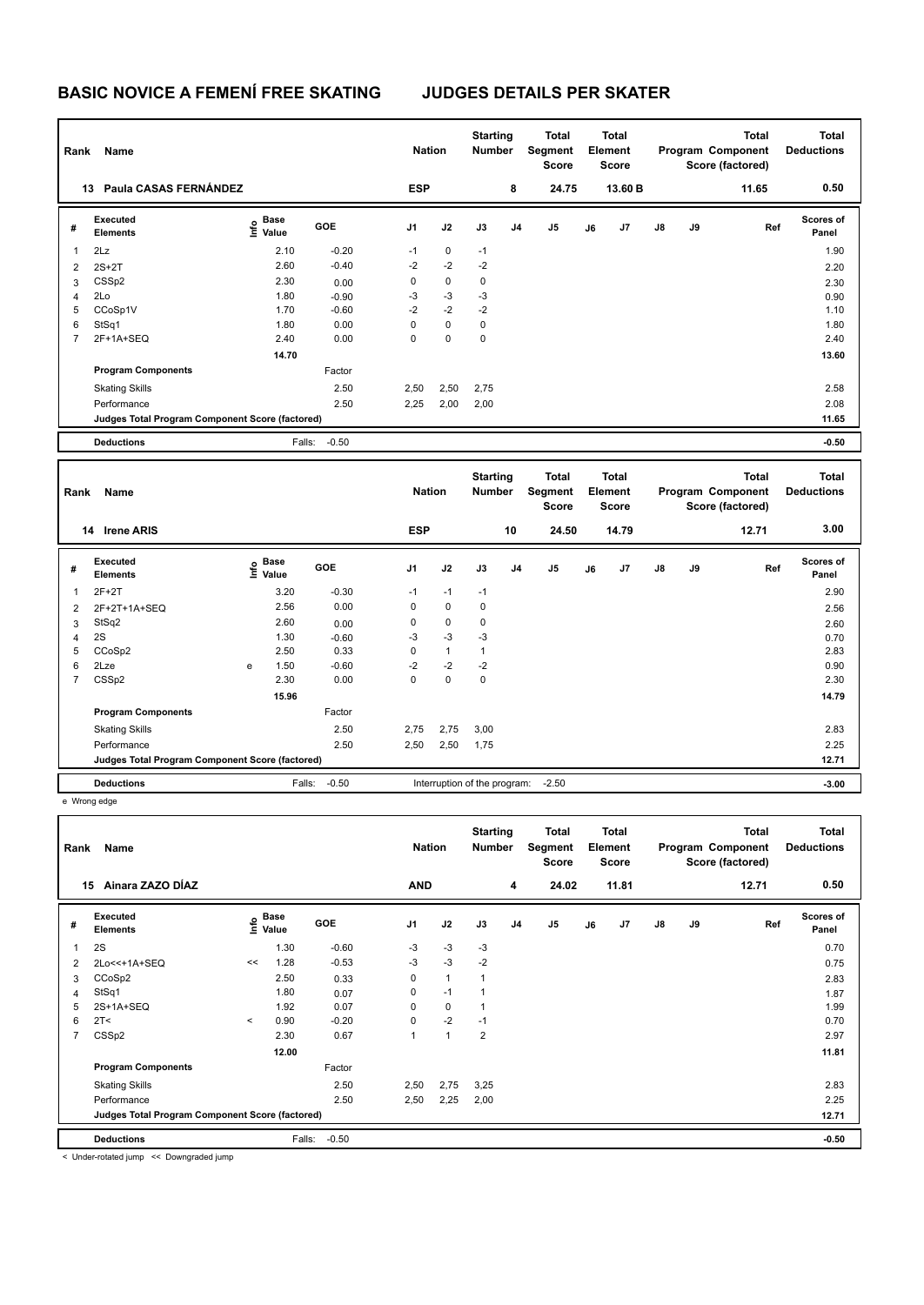# BASIC NOVICE A FEMENÍ FREE SKATING JUDGES DETAILS PER SKATER

| Rank | Name | Nation | Starting Number | Total Segment Score | Total Element Score | Total Program Component Score (factored) | Total Deductions |
|---|---|---|---|---|---|---|---|
| 13 | Paula CASAS FERNÁNDEZ | ESP | 8 | 24.75 | 13.60 B | 11.65 | 0.50 |

| # | Executed Elements | Info | Base Value | GOE | J1 | J2 | J3 | J4 | J5 | J6 | J7 | J8 | J9 | Ref | Scores of Panel |
|---|---|---|---|---|---|---|---|---|---|---|---|---|---|---|---|
| 1 | 2Lz | | 2.10 | -0.20 | -1 | 0 | -1 | | | | | | | | 1.90 |
| 2 | 2S+2T | | 2.60 | -0.40 | -2 | -2 | -2 | | | | | | | | 2.20 |
| 3 | CSSp2 | | 2.30 | 0.00 | 0 | 0 | 0 | | | | | | | | 2.30 |
| 4 | 2Lo | | 1.80 | -0.90 | -3 | -3 | -3 | | | | | | | | 0.90 |
| 5 | CCoSp1V | | 1.70 | -0.60 | -2 | -2 | -2 | | | | | | | | 1.10 |
| 6 | StSq1 | | 1.80 | 0.00 | 0 | 0 | 0 | | | | | | | | 1.80 |
| 7 | 2F+1A+SEQ | | 2.40 | 0.00 | 0 | 0 | 0 | | | | | | | | 2.40 |
| | | | 14.70 | | | | | | | | | | | | 13.60 |
| | **Program Components** | | | Factor | | | | | | | | | | | |
| | Skating Skills | | | 2.50 | 2,50 | 2,50 | 2,75 | | | | | | | | 2.58 |
| | Performance | | | 2.50 | 2,25 | 2,00 | 2,00 | | | | | | | | 2.08 |
| | **Judges Total Program Component Score (factored)** | | | | | | | | | | | | | | 11.65 |
| | **Deductions** | | Falls: | -0.50 | | | | | | | | | | | -0.50 |

| Rank | Name | Nation | Starting Number | Total Segment Score | Total Element Score | Total Program Component Score (factored) | Total Deductions |
|---|---|---|---|---|---|---|---|
| 14 | Irene ARIS | ESP | 10 | 24.50 | 14.79 | 12.71 | 3.00 |

| # | Executed Elements | Info | Base Value | GOE | J1 | J2 | J3 | J4 | J5 | J6 | J7 | J8 | J9 | Ref | Scores of Panel |
|---|---|---|---|---|---|---|---|---|---|---|---|---|---|---|---|
| 1 | 2F+2T | | 3.20 | -0.30 | -1 | -1 | -1 | | | | | | | | 2.90 |
| 2 | 2F+2T+1A+SEQ | | 2.56 | 0.00 | 0 | 0 | 0 | | | | | | | | 2.56 |
| 3 | StSq2 | | 2.60 | 0.00 | 0 | 0 | 0 | | | | | | | | 2.60 |
| 4 | 2S | | 1.30 | -0.60 | -3 | -3 | -3 | | | | | | | | 0.70 |
| 5 | CCoSp2 | | 2.50 | 0.33 | 0 | 1 | 1 | | | | | | | | 2.83 |
| 6 | 2Lze | e | 1.50 | -0.60 | -2 | -2 | -2 | | | | | | | | 0.90 |
| 7 | CSSp2 | | 2.30 | 0.00 | 0 | 0 | 0 | | | | | | | | 2.30 |
| | | | 15.96 | | | | | | | | | | | | 14.79 |
| | **Program Components** | | | Factor | | | | | | | | | | | |
| | Skating Skills | | | 2.50 | 2,75 | 2,75 | 3,00 | | | | | | | | 2.83 |
| | Performance | | | 2.50 | 2,50 | 2,50 | 1,75 | | | | | | | | 2.25 |
| | **Judges Total Program Component Score (factored)** | | | | | | | | | | | | | | 12.71 |
| | **Deductions** | | Falls: | -0.50 | Interruption of the program: -2.50 | | | | | | | | | | -3.00 |

e Wrong edge

| Rank | Name | Nation | Starting Number | Total Segment Score | Total Element Score | Total Program Component Score (factored) | Total Deductions |
|---|---|---|---|---|---|---|---|
| 15 | Ainara ZAZO DÍAZ | AND | 4 | 24.02 | 11.81 | 12.71 | 0.50 |

| # | Executed Elements | Info | Base Value | GOE | J1 | J2 | J3 | J4 | J5 | J6 | J7 | J8 | J9 | Ref | Scores of Panel |
|---|---|---|---|---|---|---|---|---|---|---|---|---|---|---|---|
| 1 | 2S | | 1.30 | -0.60 | -3 | -3 | -3 | | | | | | | | 0.70 |
| 2 | 2Lo<<+1A+SEQ | << | 1.28 | -0.53 | -3 | -3 | -2 | | | | | | | | 0.75 |
| 3 | CCoSp2 | | 2.50 | 0.33 | 0 | 1 | 1 | | | | | | | | 2.83 |
| 4 | StSq1 | | 1.80 | 0.07 | 0 | -1 | 1 | | | | | | | | 1.87 |
| 5 | 2S+1A+SEQ | | 1.92 | 0.07 | 0 | 0 | 1 | | | | | | | | 1.99 |
| 6 | 2T< | < | 0.90 | -0.20 | 0 | -2 | -1 | | | | | | | | 0.70 |
| 7 | CSSp2 | | 2.30 | 0.67 | 1 | 1 | 2 | | | | | | | | 2.97 |
| | | | 12.00 | | | | | | | | | | | | 11.81 |
| | **Program Components** | | | Factor | | | | | | | | | | | |
| | Skating Skills | | | 2.50 | 2,50 | 2,75 | 3,25 | | | | | | | | 2.83 |
| | Performance | | | 2.50 | 2,50 | 2,25 | 2,00 | | | | | | | | 2.25 |
| | **Judges Total Program Component Score (factored)** | | | | | | | | | | | | | | 12.71 |
| | **Deductions** | | Falls: | -0.50 | | | | | | | | | | | -0.50 |

< Under-rotated jump << Downgraded jump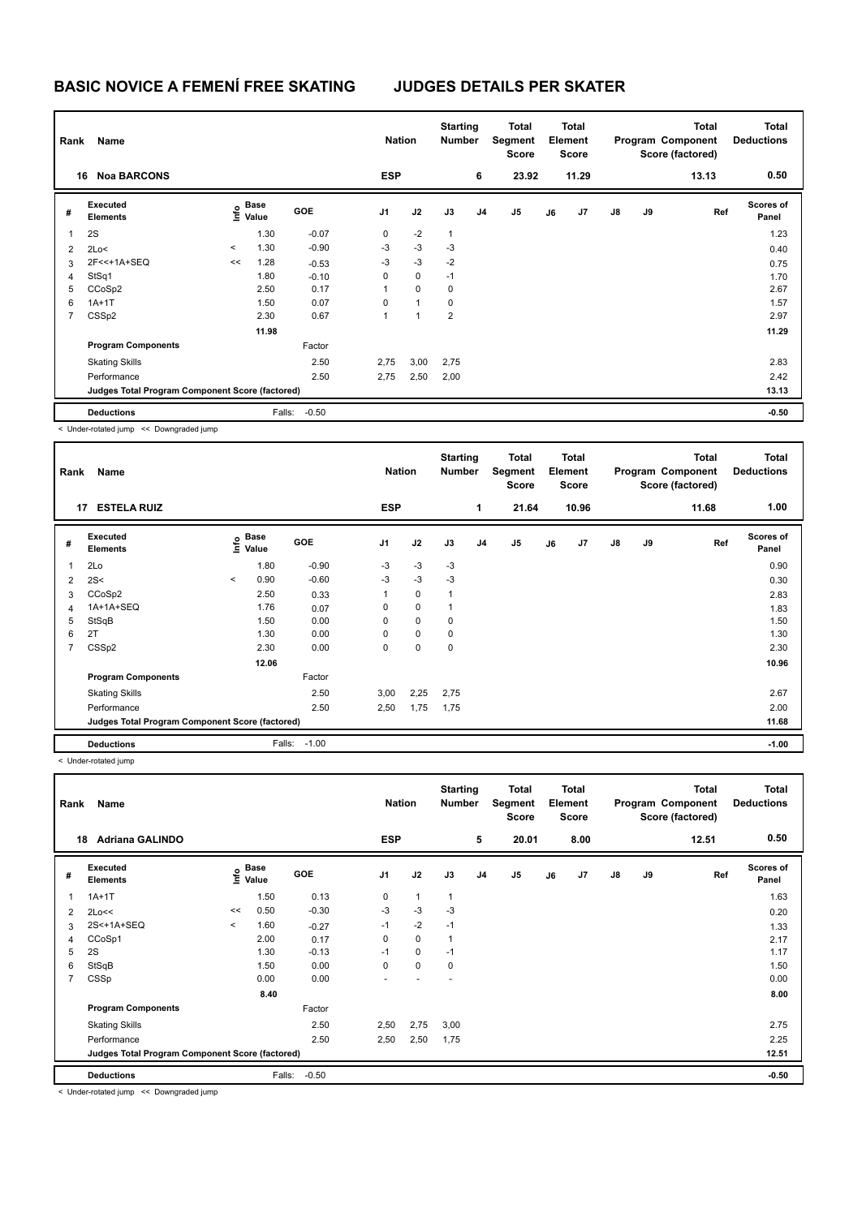# BASIC NOVICE A FEMENÍ FREE SKATING JUDGES DETAILS PER SKATER

| Rank | Name | Nation | Starting Number | Total Segment Score | Total Element Score | Total Program Component Score (factored) | Total Deductions |
|---|---|---|---|---|---|---|---|
| 16 | Noa BARCONS | ESP | 6 | 23.92 | 11.29 | 13.13 | 0.50 |

| # | Executed Elements | Info | Base Value | GOE | J1 | J2 | J3 | J4 | J5 | J6 | J7 | J8 | J9 | Ref | Scores of Panel |
|---|---|---|---|---|---|---|---|---|---|---|---|---|---|---|---|
| 1 | 2S | | 1.30 | -0.07 | 0 | -2 | 1 | | | | | | | | 1.23 |
| 2 | 2Lo< | < | 1.30 | -0.90 | -3 | -3 | -3 | | | | | | | | 0.40 |
| 3 | 2F<<+1A+SEQ | << | 1.28 | -0.53 | -3 | -3 | -2 | | | | | | | | 0.75 |
| 4 | StSq1 | | 1.80 | -0.10 | 0 | 0 | -1 | | | | | | | | 1.70 |
| 5 | CCoSp2 | | 2.50 | 0.17 | 1 | 0 | 0 | | | | | | | | 2.67 |
| 6 | 1A+1T | | 1.50 | 0.07 | 0 | 1 | 0 | | | | | | | | 1.57 |
| 7 | CSSp2 | | 2.30 | 0.67 | 1 | 1 | 2 | | | | | | | | 2.97 |
| | | | 11.98 | | | | | | | | | | | | 11.29 |
| | Program Components | | | Factor | | | | | | | | | | | |
| | Skating Skills | | | 2.50 | 2,75 | 3,00 | 2,75 | | | | | | | | 2.83 |
| | Performance | | | 2.50 | 2,75 | 2,50 | 2,00 | | | | | | | | 2.42 |
| | Judges Total Program Component Score (factored) | | | | | | | | | | | | | | 13.13 |
| | Deductions | | Falls: | -0.50 | | | | | | | | | | | -0.50 |

< Under-rotated jump << Downgraded jump

| Rank | Name | Nation | Starting Number | Total Segment Score | Total Element Score | Total Program Component Score (factored) | Total Deductions |
|---|---|---|---|---|---|---|---|
| 17 | ESTELA RUIZ | ESP | 1 | 21.64 | 10.96 | 11.68 | 1.00 |

| # | Executed Elements | Info | Base Value | GOE | J1 | J2 | J3 | J4 | J5 | J6 | J7 | J8 | J9 | Ref | Scores of Panel |
|---|---|---|---|---|---|---|---|---|---|---|---|---|---|---|---|
| 1 | 2Lo | | 1.80 | -0.90 | -3 | -3 | -3 | | | | | | | | 0.90 |
| 2 | 2S< | < | 0.90 | -0.60 | -3 | -3 | -3 | | | | | | | | 0.30 |
| 3 | CCoSp2 | | 2.50 | 0.33 | 1 | 0 | 1 | | | | | | | | 2.83 |
| 4 | 1A+1A+SEQ | | 1.76 | 0.07 | 0 | 0 | 1 | | | | | | | | 1.83 |
| 5 | StSqB | | 1.50 | 0.00 | 0 | 0 | 0 | | | | | | | | 1.50 |
| 6 | 2T | | 1.30 | 0.00 | 0 | 0 | 0 | | | | | | | | 1.30 |
| 7 | CSSp2 | | 2.30 | 0.00 | 0 | 0 | 0 | | | | | | | | 2.30 |
| | | | 12.06 | | | | | | | | | | | | 10.96 |
| | Program Components | | | Factor | | | | | | | | | | | |
| | Skating Skills | | | 2.50 | 3,00 | 2,25 | 2,75 | | | | | | | | 2.67 |
| | Performance | | | 2.50 | 2,50 | 1,75 | 1,75 | | | | | | | | 2.00 |
| | Judges Total Program Component Score (factored) | | | | | | | | | | | | | | 11.68 |
| | Deductions | | Falls: | -1.00 | | | | | | | | | | | -1.00 |

< Under-rotated jump

| Rank | Name | Nation | Starting Number | Total Segment Score | Total Element Score | Total Program Component Score (factored) | Total Deductions |
|---|---|---|---|---|---|---|---|
| 18 | Adriana GALINDO | ESP | 5 | 20.01 | 8.00 | 12.51 | 0.50 |

| # | Executed Elements | Info | Base Value | GOE | J1 | J2 | J3 | J4 | J5 | J6 | J7 | J8 | J9 | Ref | Scores of Panel |
|---|---|---|---|---|---|---|---|---|---|---|---|---|---|---|---|
| 1 | 1A+1T | | 1.50 | 0.13 | 0 | 1 | 1 | | | | | | | | 1.63 |
| 2 | 2Lo<< | << | 0.50 | -0.30 | -3 | -3 | -3 | | | | | | | | 0.20 |
| 3 | 2S<+1A+SEQ | < | 1.60 | -0.27 | -1 | -2 | -1 | | | | | | | | 1.33 |
| 4 | CCoSp1 | | 2.00 | 0.17 | 0 | 0 | 1 | | | | | | | | 2.17 |
| 5 | 2S | | 1.30 | -0.13 | -1 | 0 | -1 | | | | | | | | 1.17 |
| 6 | StSqB | | 1.50 | 0.00 | 0 | 0 | 0 | | | | | | | | 1.50 |
| 7 | CSSp | | 0.00 | 0.00 | - | - | - | | | | | | | | 0.00 |
| | | | 8.40 | | | | | | | | | | | | 8.00 |
| | Program Components | | | Factor | | | | | | | | | | | |
| | Skating Skills | | | 2.50 | 2,50 | 2,75 | 3,00 | | | | | | | | 2.75 |
| | Performance | | | 2.50 | 2,50 | 2,50 | 1,75 | | | | | | | | 2.25 |
| | Judges Total Program Component Score (factored) | | | | | | | | | | | | | | 12.51 |
| | Deductions | | Falls: | -0.50 | | | | | | | | | | | -0.50 |

< Under-rotated jump << Downgraded jump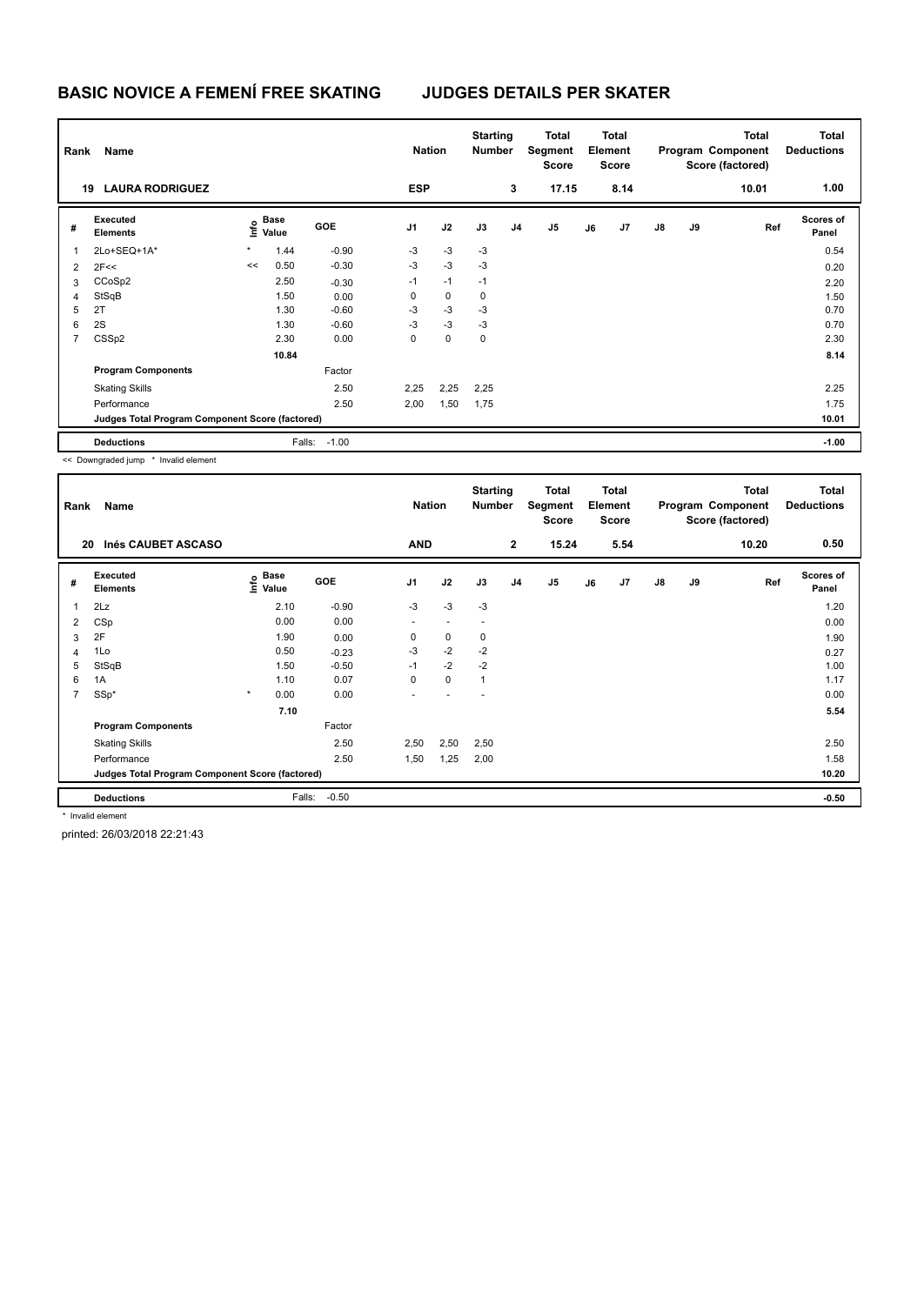# BASIC NOVICE A FEMENÍ FREE SKATING JUDGES DETAILS PER SKATER

| Rank | Name | Nation | Starting Number | Total Segment Score | Total Element Score | Total Program Component Score (factored) | Total Deductions |
|---|---|---|---|---|---|---|---|
| 19 | LAURA RODRIGUEZ | ESP | 3 | 17.15 | 8.14 | 10.01 | 1.00 |

| # | Executed Elements | Info | Base Value | GOE | J1 | J2 | J3 | J4 | J5 | J6 | J7 | J8 | J9 | Ref | Scores of Panel |
|---|---|---|---|---|---|---|---|---|---|---|---|---|---|---|---|
| 1 | 2Lo+SEQ+1A* | * | 1.44 | -0.90 | -3 | -3 | -3 | | | | | | | | 0.54 |
| 2 | 2F<< | << | 0.50 | -0.30 | -3 | -3 | -3 | | | | | | | | 0.20 |
| 3 | CCoSp2 | | 2.50 | -0.30 | -1 | -1 | -1 | | | | | | | | 2.20 |
| 4 | StSqB | | 1.50 | 0.00 | 0 | 0 | 0 | | | | | | | | 1.50 |
| 5 | 2T | | 1.30 | -0.60 | -3 | -3 | -3 | | | | | | | | 0.70 |
| 6 | 2S | | 1.30 | -0.60 | -3 | -3 | -3 | | | | | | | | 0.70 |
| 7 | CSSp2 | | 2.30 | 0.00 | 0 | 0 | 0 | | | | | | | | 2.30 |
| | | | 10.84 | | | | | | | | | | | | 8.14 |
| | Program Components | | | Factor | | | | | | | | | | | |
| | Skating Skills | | | 2.50 | 2,25 | 2,25 | 2,25 | | | | | | | | 2.25 |
| | Performance | | | 2.50 | 2,00 | 1,50 | 1,75 | | | | | | | | 1.75 |
| | Judges Total Program Component Score (factored) | | | | | | | | | | | | | | 10.01 |
| | Deductions | | Falls: | -1.00 | | | | | | | | | | | -1.00 |

<< Downgraded jump * Invalid element

| Rank | Name | Nation | Starting Number | Total Segment Score | Total Element Score | Total Program Component Score (factored) | Total Deductions |
|---|---|---|---|---|---|---|---|
| 20 | Inés CAUBET ASCASO | AND | 2 | 15.24 | 5.54 | 10.20 | 0.50 |

| # | Executed Elements | Info | Base Value | GOE | J1 | J2 | J3 | J4 | J5 | J6 | J7 | J8 | J9 | Ref | Scores of Panel |
|---|---|---|---|---|---|---|---|---|---|---|---|---|---|---|---|
| 1 | 2Lz | | 2.10 | -0.90 | -3 | -3 | -3 | | | | | | | | 1.20 |
| 2 | CSp | | 0.00 | 0.00 | - | - | - | | | | | | | | 0.00 |
| 3 | 2F | | 1.90 | 0.00 | 0 | 0 | 0 | | | | | | | | 1.90 |
| 4 | 1Lo | | 0.50 | -0.23 | -3 | -2 | -2 | | | | | | | | 0.27 |
| 5 | StSqB | | 1.50 | -0.50 | -1 | -2 | -2 | | | | | | | | 1.00 |
| 6 | 1A | | 1.10 | 0.07 | 0 | 0 | 1 | | | | | | | | 1.17 |
| 7 | SSp* | * | 0.00 | 0.00 | - | - | - | | | | | | | | 0.00 |
| | | | 7.10 | | | | | | | | | | | | 5.54 |
| | Program Components | | | Factor | | | | | | | | | | | |
| | Skating Skills | | | 2.50 | 2,50 | 2,50 | 2,50 | | | | | | | | 2.50 |
| | Performance | | | 2.50 | 1,50 | 1,25 | 2,00 | | | | | | | | 1.58 |
| | Judges Total Program Component Score (factored) | | | | | | | | | | | | | | 10.20 |
| | Deductions | | Falls: | -0.50 | | | | | | | | | | | -0.50 |

* Invalid element

printed: 26/03/2018 22:21:43